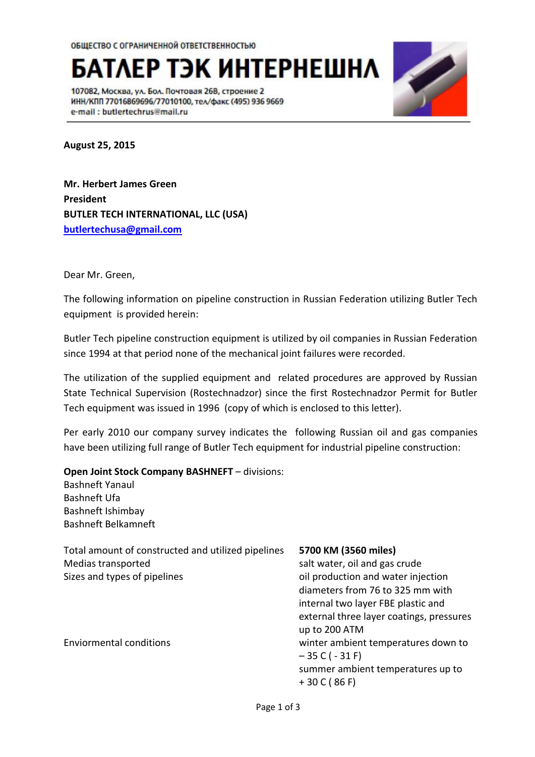ОБЩЕСТВО С ОГРАНИЧЕННОЙ ОТВЕТСТВЕННОСТЬЮ

# БАТЛЕР ТЭК ИНТЕРНЕШНЛ

107082, Москва, ул. Бол. Почтовая 26В, строение 2
ИНН/КПП 77016869696/77010100, тел/факс (495) 936 9669
e-mail : butlertechrus@mail.ru

**August 25, 2015**

**Mr. Herbert James Green**
**President**
**BUTLER TECH INTERNATIONAL, LLC (USA)**
**butlertechusa@gmail.com**

Dear Mr. Green,

The following information on pipeline construction in Russian Federation utilizing Butler Tech equipment is provided herein:

Butler Tech pipeline construction equipment is utilized by oil companies in Russian Federation since 1994 at that period none of the mechanical joint failures were recorded.

The utilization of the supplied equipment and related procedures are approved by Russian State Technical Supervision (Rostechnadzor) since the first Rostechnadzor Permit for Butler Tech equipment was issued in 1996 (copy of which is enclosed to this letter).

Per early 2010 our company survey indicates the following Russian oil and gas companies have been utilizing full range of Butler Tech equipment for industrial pipeline construction:

**Open Joint Stock Company BASHNEFT** – divisions:
Bashneft Yanaul
Bashneft Ufa
Bashneft Ishimbay
Bashneft Belkamneft

| | |
|---|---|
| Total amount of constructed and utilized pipelines | **5700 KM (3560 miles)** |
| Medias transported | salt water, oil and gas crude |
| Sizes and types of pipelines | oil production and water injection diameters from 76 to 325 mm with internal two layer FBE plastic and external three layer coatings, pressures up to 200 ATM |
| Enviormental conditions | winter ambient temperatures down to – 35 C ( - 31 F) summer ambient temperatures up to + 30 C ( 86 F) |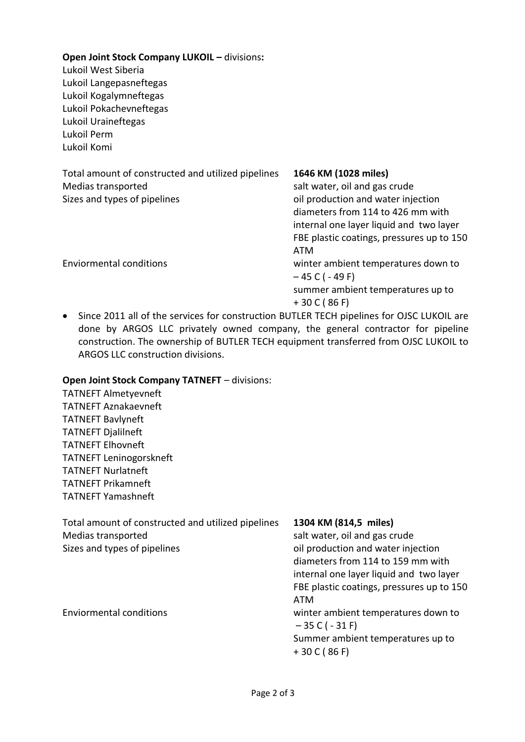**Open Joint Stock Company LUKOIL –** divisions**:**

Lukoil West Siberia
Lukoil Langepasneftegas
Lukoil Kogalymneftegas
Lukoil Pokachevneftegas
Lukoil Uraineftegas
Lukoil Perm
Lukoil Komi

| | |
|---|---|
| Total amount of constructed and utilized pipelines | **1646 KM (1028 miles)** |
| Medias transported | salt water, oil and gas crude |
| Sizes and types of pipelines | oil production and water injection diameters from 114 to 426 mm with internal one layer liquid and two layer FBE plastic coatings, pressures up to 150 ATM |
| Enviormental conditions | winter ambient temperatures down to – 45 C ( - 49 F) summer ambient temperatures up to + 30 C ( 86 F) |

- Since 2011 all of the services for construction BUTLER TECH pipelines for OJSC LUKOIL are done by ARGOS LLC privately owned company, the general contractor for pipeline construction. The ownership of BUTLER TECH equipment transferred from OJSC LUKOIL to ARGOS LLC construction divisions.

**Open Joint Stock Company TATNEFT** – divisions:

TATNEFT Almetyevneft
TATNEFT Aznakaevneft
TATNEFT Bavlyneft
TATNEFT Djalilneft
TATNEFT Elhovneft
TATNEFT Leninogorskneft
TATNEFT Nurlatneft
TATNEFT Prikamneft
TATNEFT Yamashneft

| | |
|---|---|
| Total amount of constructed and utilized pipelines | **1304 KM (814,5 miles)** |
| Medias transported | salt water, oil and gas crude |
| Sizes and types of pipelines | oil production and water injection diameters from 114 to 159 mm with internal one layer liquid and two layer FBE plastic coatings, pressures up to 150 ATM |
| Enviormental conditions | winter ambient temperatures down to – 35 C ( - 31 F) Summer ambient temperatures up to + 30 C ( 86 F) |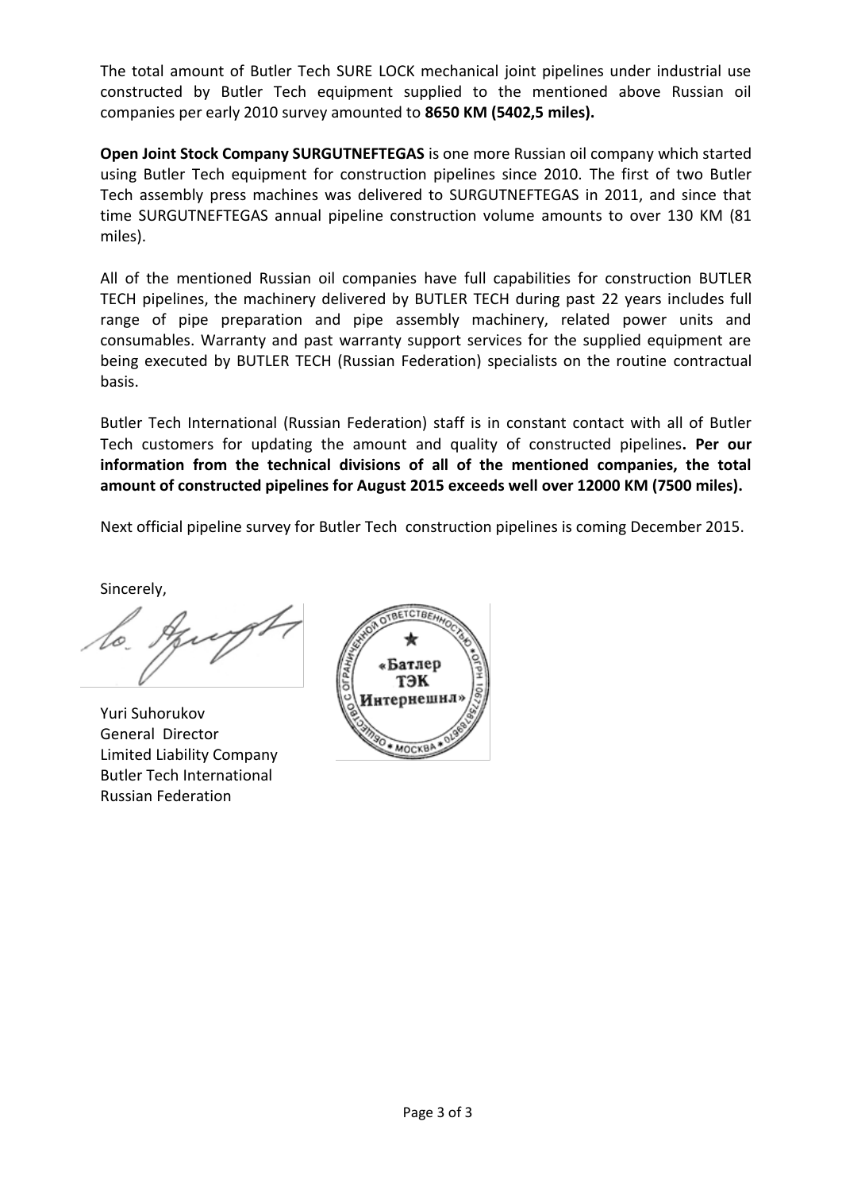The total amount of Butler Tech SURE LOCK mechanical joint pipelines under industrial use constructed by Butler Tech equipment supplied to the mentioned above Russian oil companies per early 2010 survey amounted to **8650 KM (5402,5 miles).**

**Open Joint Stock Company SURGUTNEFTEGAS** is one more Russian oil company which started using Butler Tech equipment for construction pipelines since 2010. The first of two Butler Tech assembly press machines was delivered to SURGUTNEFTEGAS in 2011, and since that time SURGUTNEFTEGAS annual pipeline construction volume amounts to over 130 KM (81 miles).

All of the mentioned Russian oil companies have full capabilities for construction BUTLER TECH pipelines, the machinery delivered by BUTLER TECH during past 22 years includes full range of pipe preparation and pipe assembly machinery, related power units and consumables. Warranty and past warranty support services for the supplied equipment are being executed by BUTLER TECH (Russian Federation) specialists on the routine contractual basis.

Butler Tech International (Russian Federation) staff is in constant contact with all of Butler Tech customers for updating the amount and quality of constructed pipelines**. Per our information from the technical divisions of all of the mentioned companies, the total amount of constructed pipelines for August 2015 exceeds well over 12000 KM (7500 miles).**

Next official pipeline survey for Butler Tech construction pipelines is coming December 2015.

Sincerely,

Yuri Suhorukov
General Director
Limited Liability Company
Butler Tech International
Russian Federation

«Батлер ТЭК Интернешнл»